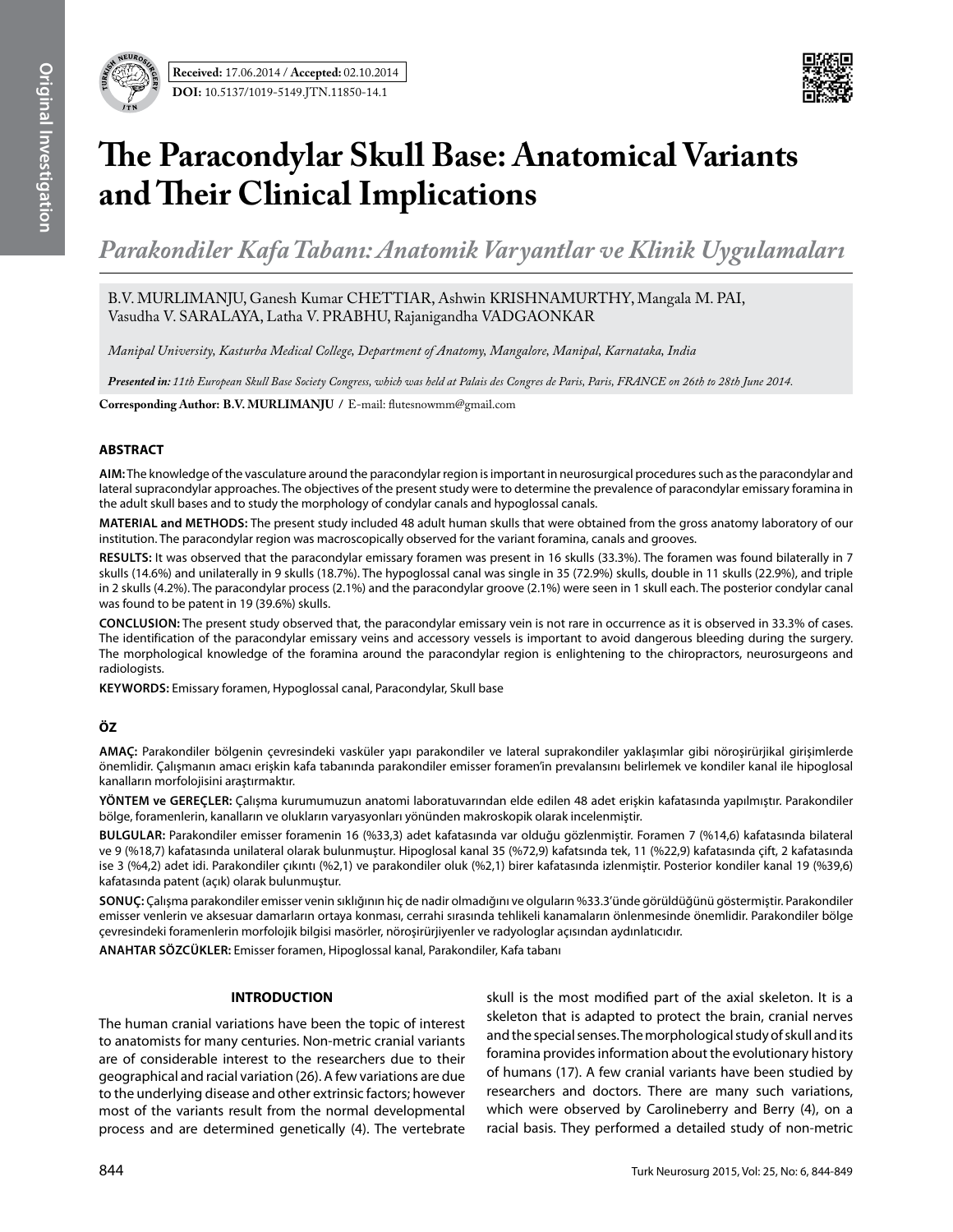**Received:** 17.06.2014 / **Accepted:** 02.10.2014

**DOI:** 10.5137/1019-5149.JTN.11850-14.1

# The Paracondylar Skull Base: Anatomical Variants and Their Clinical Implications

*Parakondiler Kafa Tabanı: Anatomik Varyantlar ve Klinik Uygulamaları*

B.V. MURLIMANJU, Ganesh Kumar CHETTIAR, Ashwin KRISHNAMURTHY, Mangala M. PAI, Vasudha V. SARALAYA, Latha V. PRABHU, Rajanigandha VADGAONKAR

*Manipal University, Kasturba Medical College, Department of Anatomy, Mangalore, Manipal, Karnataka, India*

***Presented in:** 11th European Skull Base Society Congress, which was held at Palais des Congres de Paris, Paris, FRANCE on 26th to 28th June 2014.*

**Corresponding Author: B.V. MURLIMANJU /** E-mail: flutesnowmm@gmail.com

## ABSTRACT

**AIM:** The knowledge of the vasculature around the paracondylar region is important in neurosurgical procedures such as the paracondylar and lateral supracondylar approaches. The objectives of the present study were to determine the prevalence of paracondylar emissary foramina in the adult skull bases and to study the morphology of condylar canals and hypoglossal canals.

**MATERIAL and METHODS:** The present study included 48 adult human skulls that were obtained from the gross anatomy laboratory of our institution. The paracondylar region was macroscopically observed for the variant foramina, canals and grooves.

**RESULTS:** It was observed that the paracondylar emissary foramen was present in 16 skulls (33.3%). The foramen was found bilaterally in 7 skulls (14.6%) and unilaterally in 9 skulls (18.7%). The hypoglossal canal was single in 35 (72.9%) skulls, double in 11 skulls (22.9%), and triple in 2 skulls (4.2%). The paracondylar process (2.1%) and the paracondylar groove (2.1%) were seen in 1 skull each. The posterior condylar canal was found to be patent in 19 (39.6%) skulls.

**CONCLUSION:** The present study observed that, the paracondylar emissary vein is not rare in occurrence as it is observed in 33.3% of cases. The identification of the paracondylar emissary veins and accessory vessels is important to avoid dangerous bleeding during the surgery. The morphological knowledge of the foramina around the paracondylar region is enlightening to the chiropractors, neurosurgeons and radiologists.

**KEYWORDS:** Emissary foramen, Hypoglossal canal, Paracondylar, Skull base

## ÖZ

**AMAÇ:** Parakondiler bölgenin çevresindeki vasküler yapı parakondiler ve lateral suprakondiler yaklaşımlar gibi nöroşirürjikal girişimlerde önemlidir. Çalışmanın amacı erişkin kafa tabanında parakondiler emisser foramen'in prevalansını belirlemek ve kondiler kanal ile hipoglosal kanalların morfolojisini araştırmaktır.

**YÖNTEM ve GEREÇLER:** Çalışma kurumumuzun anatomi laboratuvarından elde edilen 48 adet erişkin kafatasında yapılmıştır. Parakondiler bölge, foramenlerin, kanalların ve olukların varyasyonları yönünden makroskopik olarak incelenmiştir.

**BULGULAR:** Parakondiler emisser foramenin 16 (%33,3) adet kafatasında var olduğu gözlenmiştir. Foramen 7 (%14,6) kafatasında bilateral ve 9 (%18,7) kafatasında unilateral olarak bulunmuştur. Hipoglosal kanal 35 (%72,9) kafatsında tek, 11 (%22,9) kafatasında çift, 2 kafatasında ise 3 (%4,2) adet idi. Parakondiler çıkıntı (%2,1) ve parakondiler oluk (%2,1) birer kafatasında izlenmiştir. Posterior kondiler kanal 19 (%39,6) kafatasında patent (açık) olarak bulunmuştur.

**SONUÇ:** Çalışma parakondiler emisser venin sıklığının hiç de nadir olmadığını ve olguların %33.3'ünde görüldüğünü göstermiştir. Parakondiler emisser venlerin ve aksesuar damarların ortaya konması, cerrahi sırasında tehlikeli kanamaların önlenmesinde önemlidir. Parakondiler bölge çevresindeki foramenlerin morfolojik bilgisi masörler, nöroşirürjiyenler ve radyologlar açısından aydınlatıcıdır.

**ANAHTAR SÖZCÜKLER:** Emisser foramen, Hipoglossal kanal, Parakondiler, Kafa tabanı

## INTRODUCTION

The human cranial variations have been the topic of interest to anatomists for many centuries. Non-metric cranial variants are of considerable interest to the researchers due to their geographical and racial variation (26). A few variations are due to the underlying disease and other extrinsic factors; however most of the variants result from the normal developmental process and are determined genetically (4). The vertebrate skull is the most modified part of the axial skeleton. It is a skeleton that is adapted to protect the brain, cranial nerves and the special senses. The morphological study of skull and its foramina provides information about the evolutionary history of humans (17). A few cranial variants have been studied by researchers and doctors. There are many such variations, which were observed by Carolineberry and Berry (4), on a racial basis. They performed a detailed study of non-metric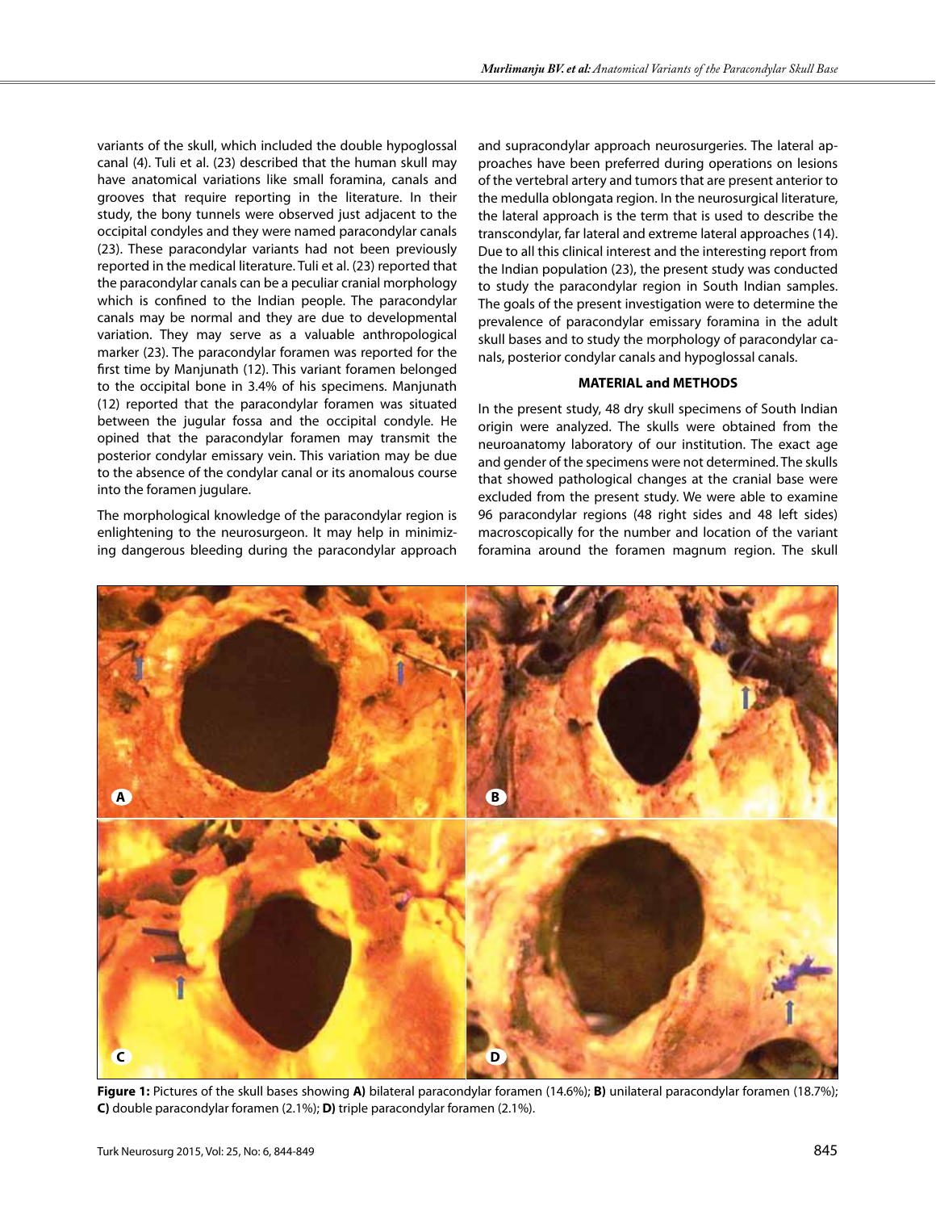variants of the skull, which included the double hypoglossal canal (4). Tuli et al. (23) described that the human skull may have anatomical variations like small foramina, canals and grooves that require reporting in the literature. In their study, the bony tunnels were observed just adjacent to the occipital condyles and they were named paracondylar canals (23). These paracondylar variants had not been previously reported in the medical literature. Tuli et al. (23) reported that the paracondylar canals can be a peculiar cranial morphology which is confined to the Indian people. The paracondylar canals may be normal and they are due to developmental variation. They may serve as a valuable anthropological marker (23). The paracondylar foramen was reported for the first time by Manjunath (12). This variant foramen belonged to the occipital bone in 3.4% of his specimens. Manjunath (12) reported that the paracondylar foramen was situated between the jugular fossa and the occipital condyle. He opined that the paracondylar foramen may transmit the posterior condylar emissary vein. This variation may be due to the absence of the condylar canal or its anomalous course into the foramen jugulare.

The morphological knowledge of the paracondylar region is enlightening to the neurosurgeon. It may help in minimizing dangerous bleeding during the paracondylar approach and supracondylar approach neurosurgeries. The lateral approaches have been preferred during operations on lesions of the vertebral artery and tumors that are present anterior to the medulla oblongata region. In the neurosurgical literature, the lateral approach is the term that is used to describe the transcondylar, far lateral and extreme lateral approaches (14). Due to all this clinical interest and the interesting report from the Indian population (23), the present study was conducted to study the paracondylar region in South Indian samples. The goals of the present investigation were to determine the prevalence of paracondylar emissary foramina in the adult skull bases and to study the morphology of paracondylar canals, posterior condylar canals and hypoglossal canals.

## MATERIAL and METHODS

In the present study, 48 dry skull specimens of South Indian origin were analyzed. The skulls were obtained from the neuroanatomy laboratory of our institution. The exact age and gender of the specimens were not determined. The skulls that showed pathological changes at the cranial base were excluded from the present study. We were able to examine 96 paracondylar regions (48 right sides and 48 left sides) macroscopically for the number and location of the variant foramina around the foramen magnum region. The skull

**Figure 1:** Pictures of the skull bases showing **A)** bilateral paracondylar foramen (14.6%); **B)** unilateral paracondylar foramen (18.7%); **C)** double paracondylar foramen (2.1%); **D)** triple paracondylar foramen (2.1%).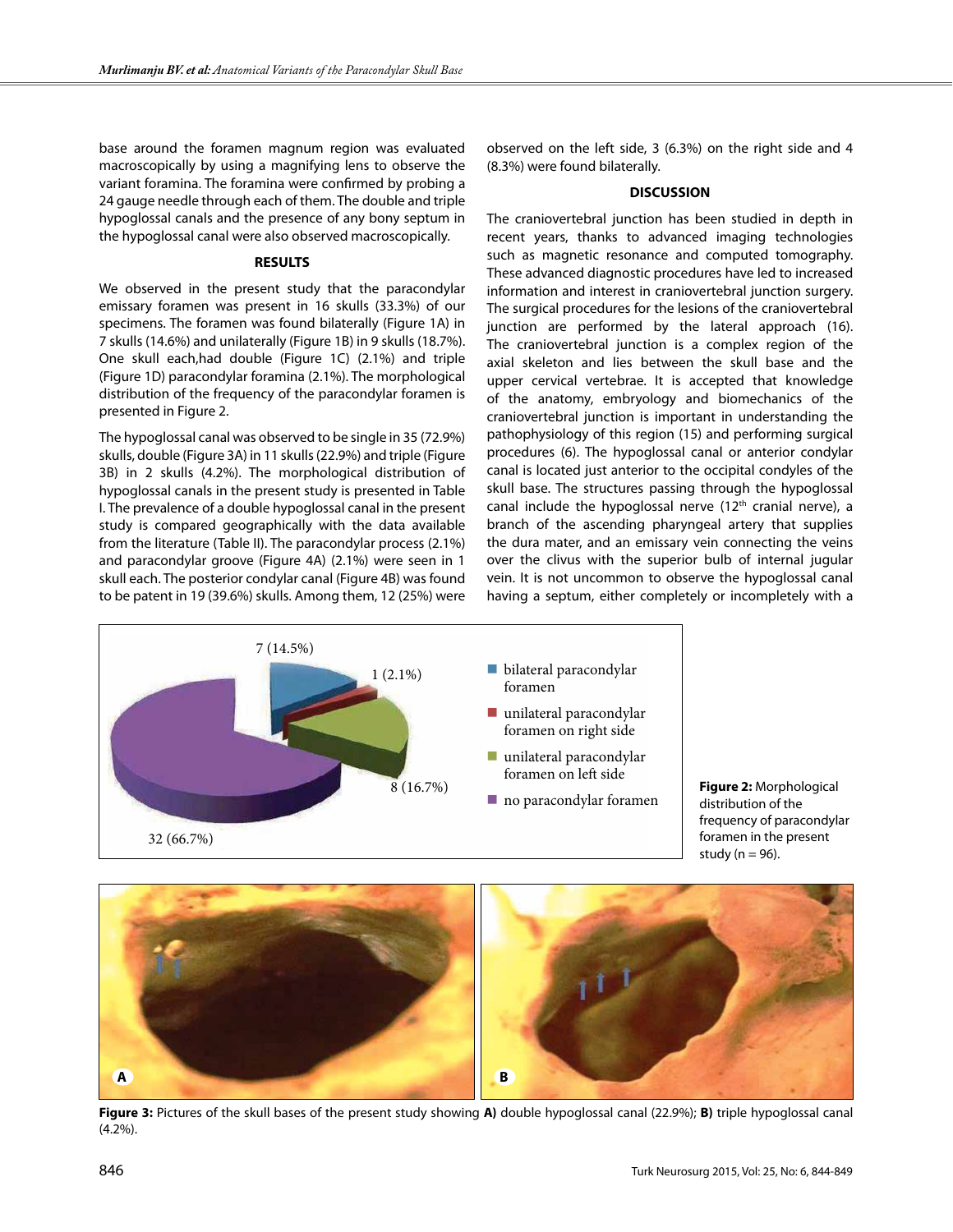base around the foramen magnum region was evaluated macroscopically by using a magnifying lens to observe the variant foramina. The foramina were confirmed by probing a 24 gauge needle through each of them. The double and triple hypoglossal canals and the presence of any bony septum in the hypoglossal canal were also observed macroscopically.

## RESULTS

We observed in the present study that the paracondylar emissary foramen was present in 16 skulls (33.3%) of our specimens. The foramen was found bilaterally (Figure 1A) in 7 skulls (14.6%) and unilaterally (Figure 1B) in 9 skulls (18.7%). One skull each,had double (Figure 1C) (2.1%) and triple (Figure 1D) paracondylar foramina (2.1%). The morphological distribution of the frequency of the paracondylar foramen is presented in Figure 2.

The hypoglossal canal was observed to be single in 35 (72.9%) skulls, double (Figure 3A) in 11 skulls (22.9%) and triple (Figure 3B) in 2 skulls (4.2%). The morphological distribution of hypoglossal canals in the present study is presented in Table I. The prevalence of a double hypoglossal canal in the present study is compared geographically with the data available from the literature (Table II). The paracondylar process (2.1%) and paracondylar groove (Figure 4A) (2.1%) were seen in 1 skull each. The posterior condylar canal (Figure 4B) was found to be patent in 19 (39.6%) skulls. Among them, 12 (25%) were observed on the left side, 3 (6.3%) on the right side and 4 (8.3%) were found bilaterally.

## DISCUSSION

The craniovertebral junction has been studied in depth in recent years, thanks to advanced imaging technologies such as magnetic resonance and computed tomography. These advanced diagnostic procedures have led to increased information and interest in craniovertebral junction surgery. The surgical procedures for the lesions of the craniovertebral junction are performed by the lateral approach (16). The craniovertebral junction is a complex region of the axial skeleton and lies between the skull base and the upper cervical vertebrae. It is accepted that knowledge of the anatomy, embryology and biomechanics of the craniovertebral junction is important in understanding the pathophysiology of this region (15) and performing surgical procedures (6). The hypoglossal canal or anterior condylar canal is located just anterior to the occipital condyles of the skull base. The structures passing through the hypoglossal canal include the hypoglossal nerve (12th cranial nerve), a branch of the ascending pharyngeal artery that supplies the dura mater, and an emissary vein connecting the veins over the clivus with the superior bulb of internal jugular vein. It is not uncommon to observe the hypoglossal canal having a septum, either completely or incompletely with a

**Figure 2:** Morphological distribution of the frequency of paracondylar foramen in the present study (n = 96).

**Figure 3:** Pictures of the skull bases of the present study showing **A)** double hypoglossal canal (22.9%); **B)** triple hypoglossal canal (4.2%).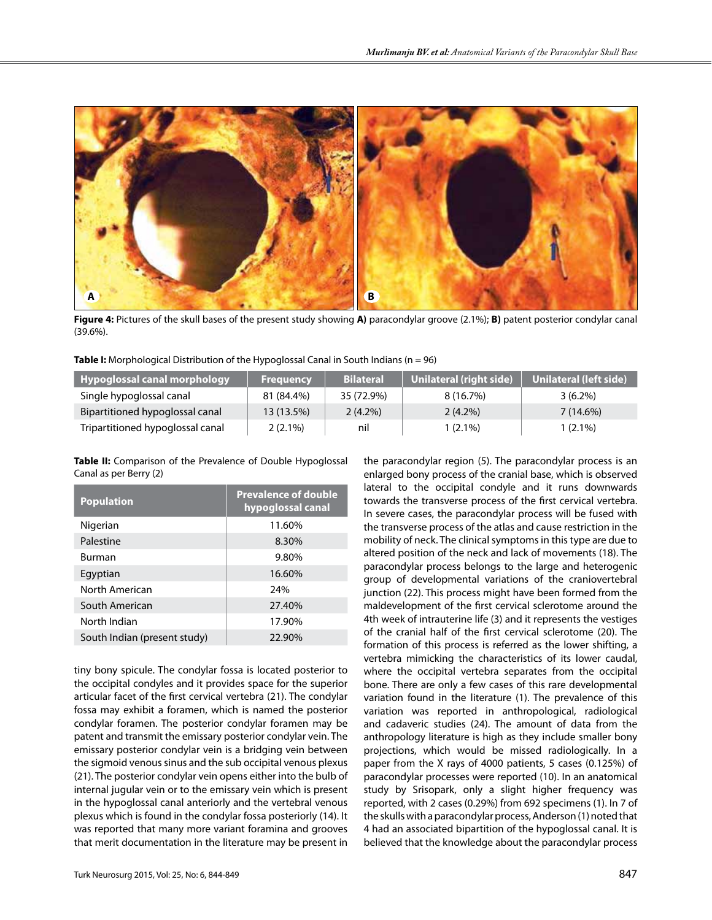**Figure 4:** Pictures of the skull bases of the present study showing **A)** paracondylar groove (2.1%); **B)** patent posterior condylar canal (39.6%).

**Table I:** Morphological Distribution of the Hypoglossal Canal in South Indians (n = 96)

| Hypoglossal canal morphology | Frequency | Bilateral | Unilateral (right side) | Unilateral (left side) |
|---|---|---|---|---|
| Single hypoglossal canal | 81 (84.4%) | 35 (72.9%) | 8 (16.7%) | 3 (6.2%) |
| Bipartitioned hypoglossal canal | 13 (13.5%) | 2 (4.2%) | 2 (4.2%) | 7 (14.6%) |
| Tripartitioned hypoglossal canal | 2 (2.1%) | nil | 1 (2.1%) | 1 (2.1%) |

**Table II:** Comparison of the Prevalence of Double Hypoglossal Canal as per Berry (2)

| Population | Prevalence of double hypoglossal canal |
|---|---|
| Nigerian | 11.60% |
| Palestine | 8.30% |
| Burman | 9.80% |
| Egyptian | 16.60% |
| North American | 24% |
| South American | 27.40% |
| North Indian | 17.90% |
| South Indian (present study) | 22.90% |

tiny bony spicule. The condylar fossa is located posterior to the occipital condyles and it provides space for the superior articular facet of the first cervical vertebra (21). The condylar fossa may exhibit a foramen, which is named the posterior condylar foramen. The posterior condylar foramen may be patent and transmit the emissary posterior condylar vein. The emissary posterior condylar vein is a bridging vein between the sigmoid venous sinus and the sub occipital venous plexus (21). The posterior condylar vein opens either into the bulb of internal jugular vein or to the emissary vein which is present in the hypoglossal canal anteriorly and the vertebral venous plexus which is found in the condylar fossa posteriorly (14). It was reported that many more variant foramina and grooves that merit documentation in the literature may be present in the paracondylar region (5). The paracondylar process is an enlarged bony process of the cranial base, which is observed lateral to the occipital condyle and it runs downwards towards the transverse process of the first cervical vertebra. In severe cases, the paracondylar process will be fused with the transverse process of the atlas and cause restriction in the mobility of neck. The clinical symptoms in this type are due to altered position of the neck and lack of movements (18). The paracondylar process belongs to the large and heterogenic group of developmental variations of the craniovertebral junction (22). This process might have been formed from the maldevelopment of the first cervical sclerotome around the 4th week of intrauterine life (3) and it represents the vestiges of the cranial half of the first cervical sclerotome (20). The formation of this process is referred as the lower shifting, a vertebra mimicking the characteristics of its lower caudal, where the occipital vertebra separates from the occipital bone. There are only a few cases of this rare developmental variation found in the literature (1). The prevalence of this variation was reported in anthropological, radiological and cadaveric studies (24). The amount of data from the anthropology literature is high as they include smaller bony projections, which would be missed radiologically. In a paper from the X rays of 4000 patients, 5 cases (0.125%) of paracondylar processes were reported (10). In an anatomical study by Srisopark, only a slight higher frequency was reported, with 2 cases (0.29%) from 692 specimens (1). In 7 of the skulls with a paracondylar process, Anderson (1) noted that 4 had an associated bipartition of the hypoglossal canal. It is believed that the knowledge about the paracondylar process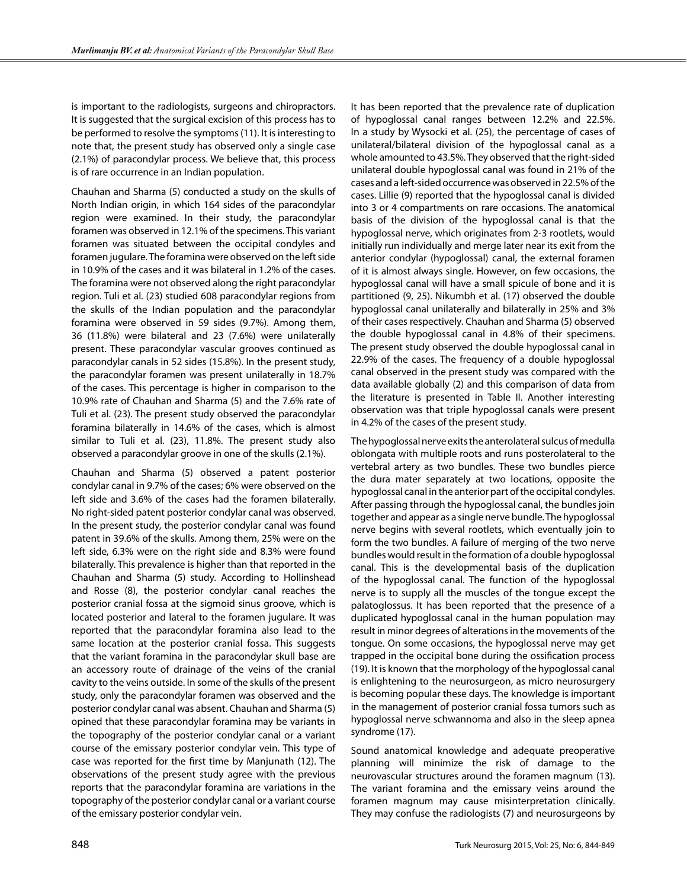is important to the radiologists, surgeons and chiropractors. It is suggested that the surgical excision of this process has to be performed to resolve the symptoms (11). It is interesting to note that, the present study has observed only a single case (2.1%) of paracondylar process. We believe that, this process is of rare occurrence in an Indian population.

Chauhan and Sharma (5) conducted a study on the skulls of North Indian origin, in which 164 sides of the paracondylar region were examined. In their study, the paracondylar foramen was observed in 12.1% of the specimens. This variant foramen was situated between the occipital condyles and foramen jugulare. The foramina were observed on the left side in 10.9% of the cases and it was bilateral in 1.2% of the cases. The foramina were not observed along the right paracondylar region. Tuli et al. (23) studied 608 paracondylar regions from the skulls of the Indian population and the paracondylar foramina were observed in 59 sides (9.7%). Among them, 36 (11.8%) were bilateral and 23 (7.6%) were unilaterally present. These paracondylar vascular grooves continued as paracondylar canals in 52 sides (15.8%). In the present study, the paracondylar foramen was present unilaterally in 18.7% of the cases. This percentage is higher in comparison to the 10.9% rate of Chauhan and Sharma (5) and the 7.6% rate of Tuli et al. (23). The present study observed the paracondylar foramina bilaterally in 14.6% of the cases, which is almost similar to Tuli et al. (23), 11.8%. The present study also observed a paracondylar groove in one of the skulls (2.1%).

Chauhan and Sharma (5) observed a patent posterior condylar canal in 9.7% of the cases; 6% were observed on the left side and 3.6% of the cases had the foramen bilaterally. No right-sided patent posterior condylar canal was observed. In the present study, the posterior condylar canal was found patent in 39.6% of the skulls. Among them, 25% were on the left side, 6.3% were on the right side and 8.3% were found bilaterally. This prevalence is higher than that reported in the Chauhan and Sharma (5) study. According to Hollinshead and Rosse (8), the posterior condylar canal reaches the posterior cranial fossa at the sigmoid sinus groove, which is located posterior and lateral to the foramen jugulare. It was reported that the paracondylar foramina also lead to the same location at the posterior cranial fossa. This suggests that the variant foramina in the paracondylar skull base are an accessory route of drainage of the veins of the cranial cavity to the veins outside. In some of the skulls of the present study, only the paracondylar foramen was observed and the posterior condylar canal was absent. Chauhan and Sharma (5) opined that these paracondylar foramina may be variants in the topography of the posterior condylar canal or a variant course of the emissary posterior condylar vein. This type of case was reported for the first time by Manjunath (12). The observations of the present study agree with the previous reports that the paracondylar foramina are variations in the topography of the posterior condylar canal or a variant course of the emissary posterior condylar vein.

It has been reported that the prevalence rate of duplication of hypoglossal canal ranges between 12.2% and 22.5%. In a study by Wysocki et al. (25), the percentage of cases of unilateral/bilateral division of the hypoglossal canal as a whole amounted to 43.5%. They observed that the right-sided unilateral double hypoglossal canal was found in 21% of the cases and a left-sided occurrence was observed in 22.5% of the cases. Lillie (9) reported that the hypoglossal canal is divided into 3 or 4 compartments on rare occasions. The anatomical basis of the division of the hypoglossal canal is that the hypoglossal nerve, which originates from 2-3 rootlets, would initially run individually and merge later near its exit from the anterior condylar (hypoglossal) canal, the external foramen of it is almost always single. However, on few occasions, the hypoglossal canal will have a small spicule of bone and it is partitioned (9, 25). Nikumbh et al. (17) observed the double hypoglossal canal unilaterally and bilaterally in 25% and 3% of their cases respectively. Chauhan and Sharma (5) observed the double hypoglossal canal in 4.8% of their specimens. The present study observed the double hypoglossal canal in 22.9% of the cases. The frequency of a double hypoglossal canal observed in the present study was compared with the data available globally (2) and this comparison of data from the literature is presented in Table II. Another interesting observation was that triple hypoglossal canals were present in 4.2% of the cases of the present study.

The hypoglossal nerve exits the anterolateral sulcus of medulla oblongata with multiple roots and runs posterolateral to the vertebral artery as two bundles. These two bundles pierce the dura mater separately at two locations, opposite the hypoglossal canal in the anterior part of the occipital condyles. After passing through the hypoglossal canal, the bundles join together and appear as a single nerve bundle. The hypoglossal nerve begins with several rootlets, which eventually join to form the two bundles. A failure of merging of the two nerve bundles would result in the formation of a double hypoglossal canal. This is the developmental basis of the duplication of the hypoglossal canal. The function of the hypoglossal nerve is to supply all the muscles of the tongue except the palatoglossus. It has been reported that the presence of a duplicated hypoglossal canal in the human population may result in minor degrees of alterations in the movements of the tongue. On some occasions, the hypoglossal nerve may get trapped in the occipital bone during the ossification process (19). It is known that the morphology of the hypoglossal canal is enlightening to the neurosurgeon, as micro neurosurgery is becoming popular these days. The knowledge is important in the management of posterior cranial fossa tumors such as hypoglossal nerve schwannoma and also in the sleep apnea syndrome (17).

Sound anatomical knowledge and adequate preoperative planning will minimize the risk of damage to the neurovascular structures around the foramen magnum (13). The variant foramina and the emissary veins around the foramen magnum may cause misinterpretation clinically. They may confuse the radiologists (7) and neurosurgeons by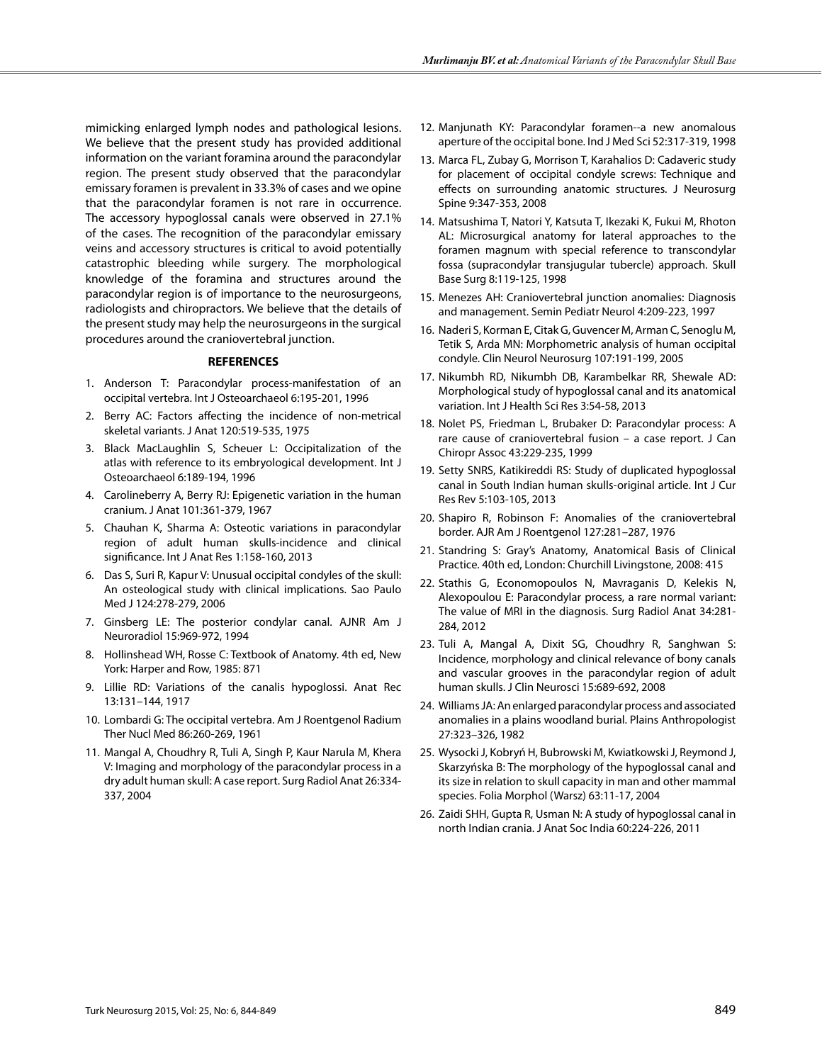mimicking enlarged lymph nodes and pathological lesions. We believe that the present study has provided additional information on the variant foramina around the paracondylar region. The present study observed that the paracondylar emissary foramen is prevalent in 33.3% of cases and we opine that the paracondylar foramen is not rare in occurrence. The accessory hypoglossal canals were observed in 27.1% of the cases. The recognition of the paracondylar emissary veins and accessory structures is critical to avoid potentially catastrophic bleeding while surgery. The morphological knowledge of the foramina and structures around the paracondylar region is of importance to the neurosurgeons, radiologists and chiropractors. We believe that the details of the present study may help the neurosurgeons in the surgical procedures around the craniovertebral junction.

## REFERENCES

1. Anderson T: Paracondylar process-manifestation of an occipital vertebra. Int J Osteoarchaeol 6:195-201, 1996
2. Berry AC: Factors affecting the incidence of non-metrical skeletal variants. J Anat 120:519-535, 1975
3. Black MacLaughlin S, Scheuer L: Occipitalization of the atlas with reference to its embryological development. Int J Osteoarchaeol 6:189-194, 1996
4. Carolineberry A, Berry RJ: Epigenetic variation in the human cranium. J Anat 101:361-379, 1967
5. Chauhan K, Sharma A: Osteotic variations in paracondylar region of adult human skulls-incidence and clinical significance. Int J Anat Res 1:158-160, 2013
6. Das S, Suri R, Kapur V: Unusual occipital condyles of the skull: An osteological study with clinical implications. Sao Paulo Med J 124:278-279, 2006
7. Ginsberg LE: The posterior condylar canal. AJNR Am J Neuroradiol 15:969-972, 1994
8. Hollinshead WH, Rosse C: Textbook of Anatomy. 4th ed, New York: Harper and Row, 1985: 871
9. Lillie RD: Variations of the canalis hypoglossi. Anat Rec 13:131–144, 1917
10. Lombardi G: The occipital vertebra. Am J Roentgenol Radium Ther Nucl Med 86:260-269, 1961
11. Mangal A, Choudhry R, Tuli A, Singh P, Kaur Narula M, Khera V: Imaging and morphology of the paracondylar process in a dry adult human skull: A case report. Surg Radiol Anat 26:334-337, 2004
12. Manjunath KY: Paracondylar foramen--a new anomalous aperture of the occipital bone. Ind J Med Sci 52:317-319, 1998
13. Marca FL, Zubay G, Morrison T, Karahalios D: Cadaveric study for placement of occipital condyle screws: Technique and effects on surrounding anatomic structures. J Neurosurg Spine 9:347-353, 2008
14. Matsushima T, Natori Y, Katsuta T, Ikezaki K, Fukui M, Rhoton AL: Microsurgical anatomy for lateral approaches to the foramen magnum with special reference to transcondylar fossa (supracondylar transjugular tubercle) approach. Skull Base Surg 8:119-125, 1998
15. Menezes AH: Craniovertebral junction anomalies: Diagnosis and management. Semin Pediatr Neurol 4:209-223, 1997
16. Naderi S, Korman E, Citak G, Guvencer M, Arman C, Senoglu M, Tetik S, Arda MN: Morphometric analysis of human occipital condyle. Clin Neurol Neurosurg 107:191-199, 2005
17. Nikumbh RD, Nikumbh DB, Karambelkar RR, Shewale AD: Morphological study of hypoglossal canal and its anatomical variation. Int J Health Sci Res 3:54-58, 2013
18. Nolet PS, Friedman L, Brubaker D: Paracondylar process: A rare cause of craniovertebral fusion – a case report. J Can Chiropr Assoc 43:229-235, 1999
19. Setty SNRS, Katikireddi RS: Study of duplicated hypoglossal canal in South Indian human skulls-original article. Int J Cur Res Rev 5:103-105, 2013
20. Shapiro R, Robinson F: Anomalies of the craniovertebral border. AJR Am J Roentgenol 127:281–287, 1976
21. Standring S: Gray's Anatomy, Anatomical Basis of Clinical Practice. 40th ed, London: Churchill Livingstone, 2008: 415
22. Stathis G, Economopoulos N, Mavraganis D, Kelekis N, Alexopoulou E: Paracondylar process, a rare normal variant: The value of MRI in the diagnosis. Surg Radiol Anat 34:281-284, 2012
23. Tuli A, Mangal A, Dixit SG, Choudhry R, Sanghwan S: Incidence, morphology and clinical relevance of bony canals and vascular grooves in the paracondylar region of adult human skulls. J Clin Neurosci 15:689-692, 2008
24. Williams JA: An enlarged paracondylar process and associated anomalies in a plains woodland burial. Plains Anthropologist 27:323–326, 1982
25. Wysocki J, Kobryń H, Bubrowski M, Kwiatkowski J, Reymond J, Skarżyńska B: The morphology of the hypoglossal canal and its size in relation to skull capacity in man and other mammal species. Folia Morphol (Warsz) 63:11-17, 2004
26. Zaidi SHH, Gupta R, Usman N: A study of hypoglossal canal in north Indian crania. J Anat Soc India 60:224-226, 2011